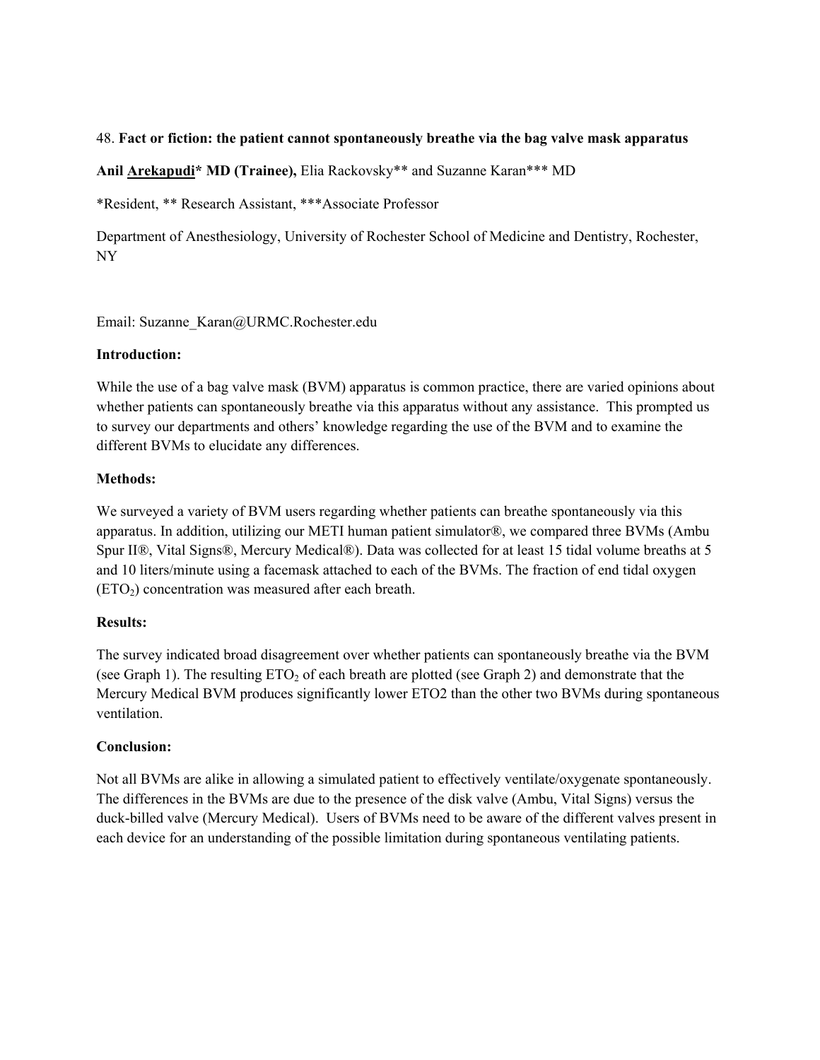48. **Fact or fiction: the patient cannot spontaneously breathe via the bag valve mask apparatus**

**Anil Arekapudi* MD (Trainee),** Elia Rackovsky** and Suzanne Karan*** MD

*Resident, ** Research Assistant, ***Associate Professor

Department of Anesthesiology, University of Rochester School of Medicine and Dentistry, Rochester, NY

Email: Suzanne_Karan@URMC.Rochester.edu

**Introduction:**

While the use of a bag valve mask (BVM) apparatus is common practice, there are varied opinions about whether patients can spontaneously breathe via this apparatus without any assistance. This prompted us to survey our departments and others' knowledge regarding the use of the BVM and to examine the different BVMs to elucidate any differences.

**Methods:**

We surveyed a variety of BVM users regarding whether patients can breathe spontaneously via this apparatus. In addition, utilizing our METI human patient simulator®, we compared three BVMs (Ambu Spur II®, Vital Signs®, Mercury Medical®). Data was collected for at least 15 tidal volume breaths at 5 and 10 liters/minute using a facemask attached to each of the BVMs. The fraction of end tidal oxygen ($ETO_2$) concentration was measured after each breath.

**Results:**

The survey indicated broad disagreement over whether patients can spontaneously breathe via the BVM (see Graph 1). The resulting $ETO_2$ of each breath are plotted (see Graph 2) and demonstrate that the Mercury Medical BVM produces significantly lower ETO2 than the other two BVMs during spontaneous ventilation.

**Conclusion:**

Not all BVMs are alike in allowing a simulated patient to effectively ventilate/oxygenate spontaneously. The differences in the BVMs are due to the presence of the disk valve (Ambu, Vital Signs) versus the duck-billed valve (Mercury Medical). Users of BVMs need to be aware of the different valves present in each device for an understanding of the possible limitation during spontaneous ventilating patients.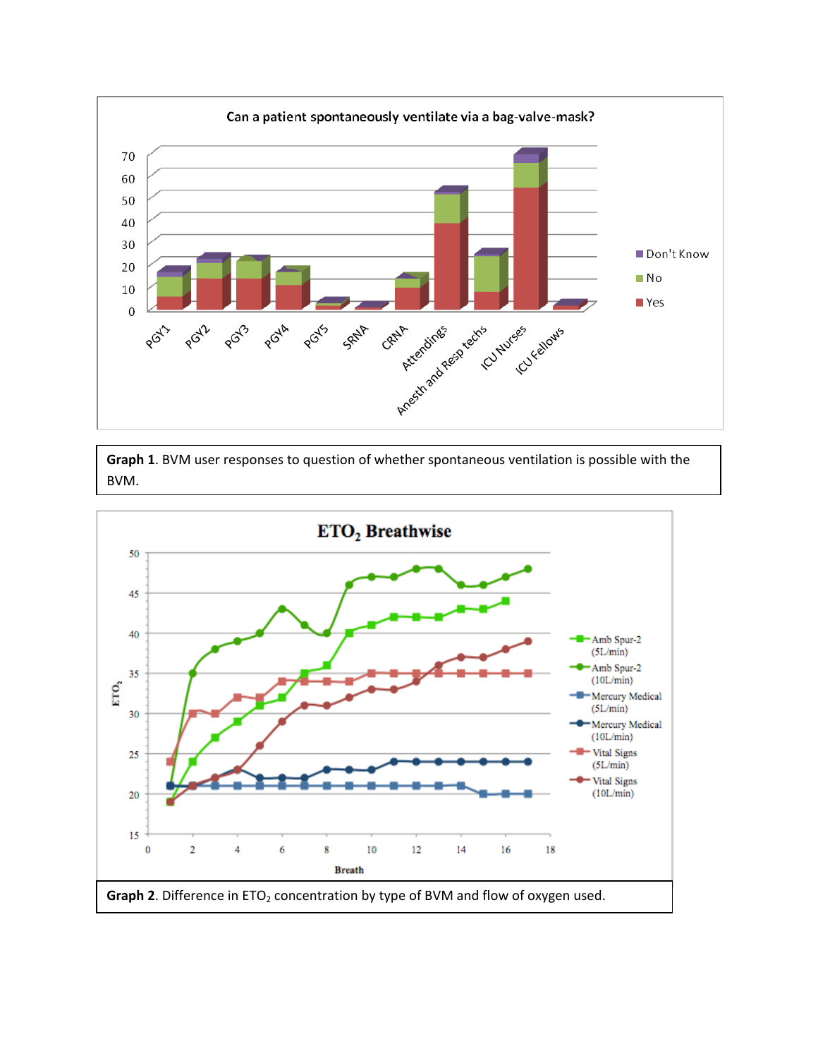Can a patient spontaneously ventilate via a bag-valve-mask?

70
60
50
40
30
20
10
0

PGY1
PGY2
PGY3
PGY4
PGY5
SRNA
CRNA
Attendings
Anesth and Resp techs
ICU Nurses
ICU Fellows

Don't Know
No
Yes

**Graph 1**. BVM user responses to question of whether spontaneous ventilation is possible with the BVM.

$ETO_2$ Breathwise

50
45
40
35
30
25
20
15

$ETO_2$

0
2
4
6
8
10
12
14
16
18

Breath

Amb Spur-2 (5L/min)
Amb Spur-2 (10L/min)
Mercury Medical (5L/min)
Mercury Medical (10L/min)
Vital Signs (5L/min)
Vital Signs (10L/min)

**Graph 2**. Difference in $ETO_2$ concentration by type of BVM and flow of oxygen used.